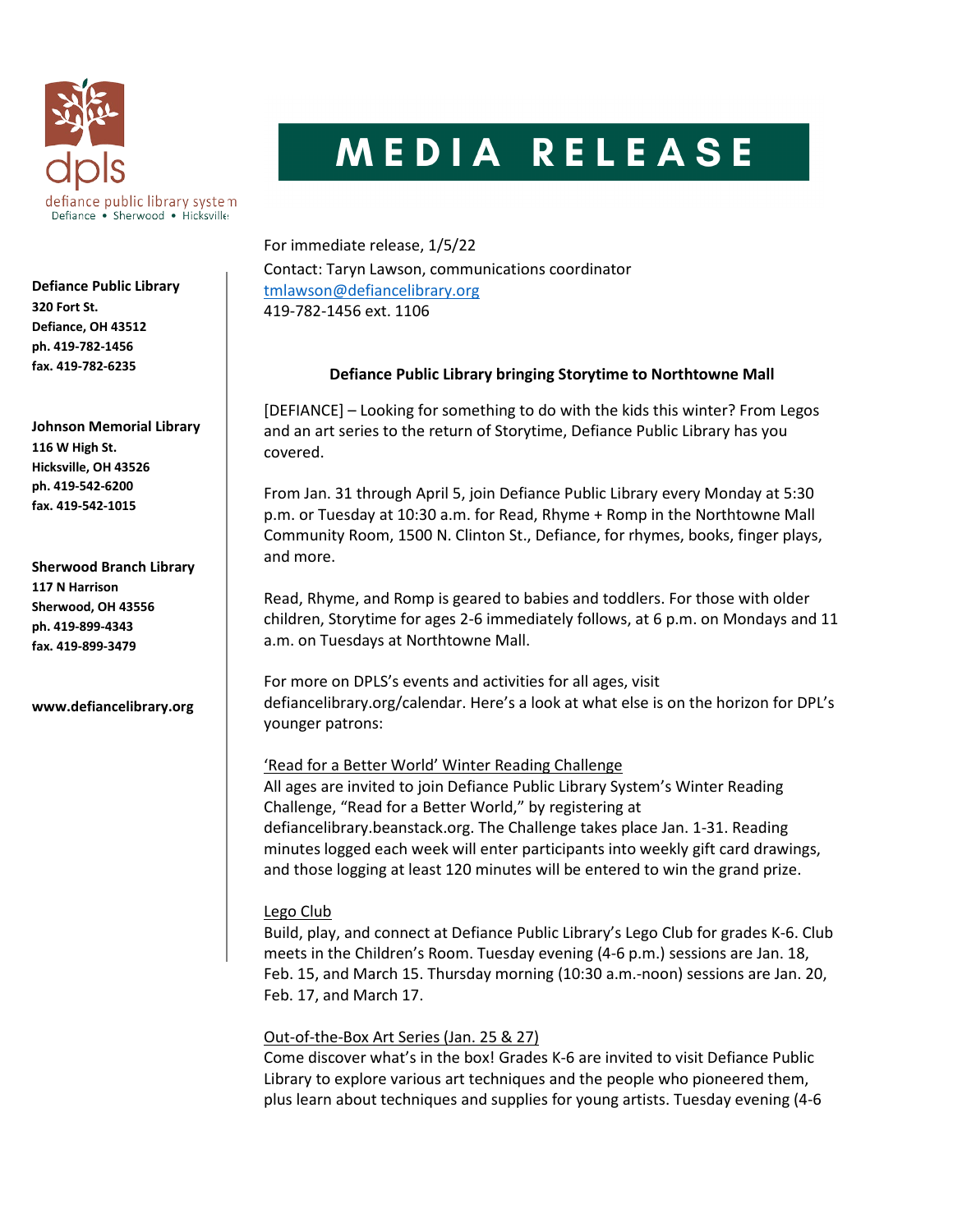dpls
defiance public library system
Defiance • Sherwood • Hicksville

# MEDIA RELEASE

**Defiance Public Library**
**320 Fort St.**
**Defiance, OH 43512**
**ph. 419-782-1456**
**fax. 419-782-6235**

**Johnson Memorial Library**
**116 W High St.**
**Hicksville, OH 43526**
**ph. 419-542-6200**
**fax. 419-542-1015**

**Sherwood Branch Library**
**117 N Harrison**
**Sherwood, OH 43556**
**ph. 419-899-4343**
**fax. 419-899-3479**

**www.defiancelibrary.org**

For immediate release, 1/5/22
Contact: Taryn Lawson, communications coordinator
tmlawson@defiancelibrary.org
419-782-1456 ext. 1106

**Defiance Public Library bringing Storytime to Northtowne Mall**

[DEFIANCE] – Looking for something to do with the kids this winter? From Legos and an art series to the return of Storytime, Defiance Public Library has you covered.

From Jan. 31 through April 5, join Defiance Public Library every Monday at 5:30 p.m. or Tuesday at 10:30 a.m. for Read, Rhyme + Romp in the Northtowne Mall Community Room, 1500 N. Clinton St., Defiance, for rhymes, books, finger plays, and more.

Read, Rhyme, and Romp is geared to babies and toddlers. For those with older children, Storytime for ages 2-6 immediately follows, at 6 p.m. on Mondays and 11 a.m. on Tuesdays at Northtowne Mall.

For more on DPLS's events and activities for all ages, visit defiancelibrary.org/calendar. Here's a look at what else is on the horizon for DPL's younger patrons:

'Read for a Better World' Winter Reading Challenge
All ages are invited to join Defiance Public Library System's Winter Reading Challenge, "Read for a Better World," by registering at defiancelibrary.beanstack.org. The Challenge takes place Jan. 1-31. Reading minutes logged each week will enter participants into weekly gift card drawings, and those logging at least 120 minutes will be entered to win the grand prize.

Lego Club
Build, play, and connect at Defiance Public Library's Lego Club for grades K-6. Club meets in the Children's Room. Tuesday evening (4-6 p.m.) sessions are Jan. 18, Feb. 15, and March 15. Thursday morning (10:30 a.m.-noon) sessions are Jan. 20, Feb. 17, and March 17.

Out-of-the-Box Art Series (Jan. 25 & 27)
Come discover what's in the box! Grades K-6 are invited to visit Defiance Public Library to explore various art techniques and the people who pioneered them, plus learn about techniques and supplies for young artists. Tuesday evening (4-6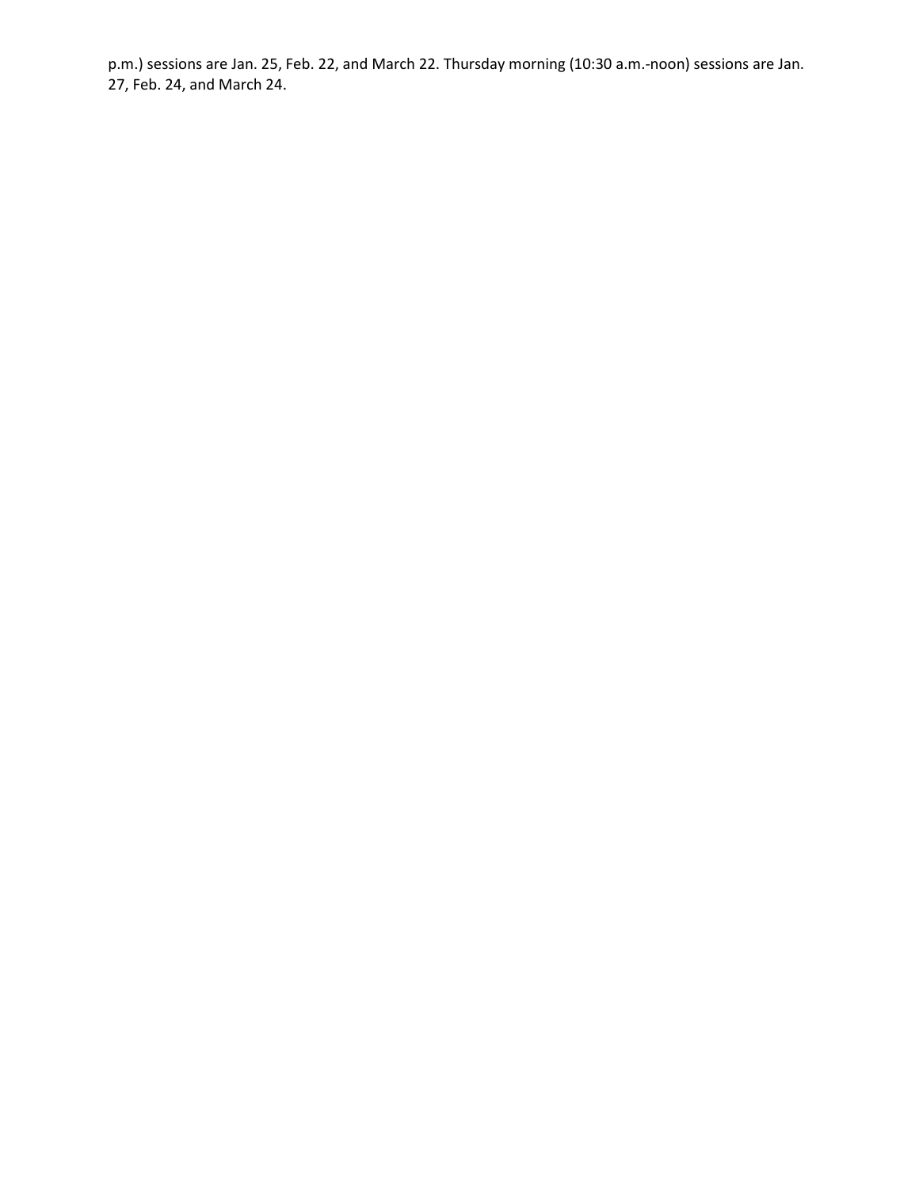p.m.) sessions are Jan. 25, Feb. 22, and March 22. Thursday morning (10:30 a.m.-noon) sessions are Jan. 27, Feb. 24, and March 24.